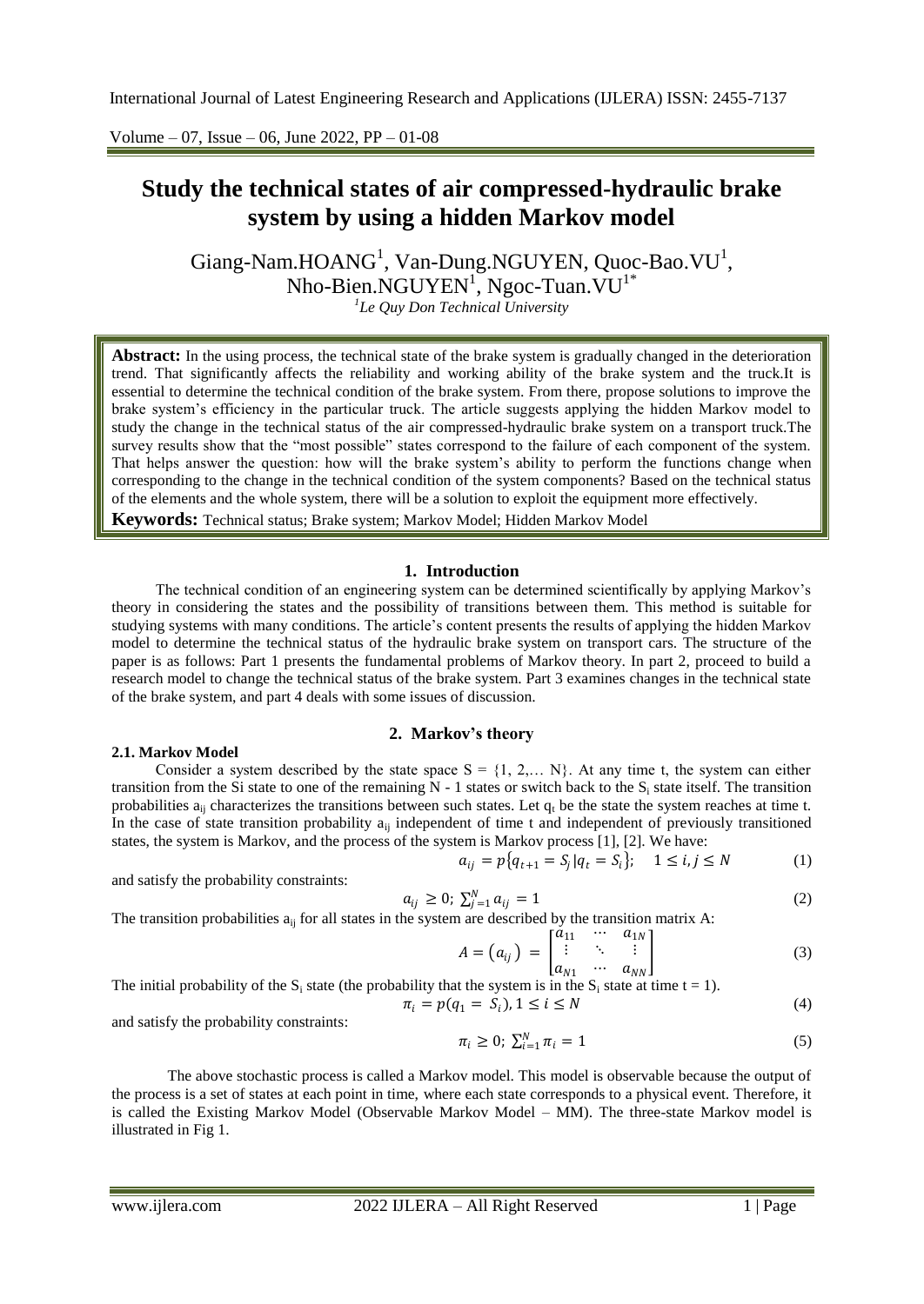# Study the technical states of air compressed-hydraulic brake system by using a hidden Markov model

Giang-Nam.HOANG[1], Van-Dung.NGUYEN, Quoc-Bao.VU[1], Nho-Bien.NGUYEN[1], Ngoc-Tuan.VU[1*]

[1]*Le Quy Don Technical University*

**Abstract:** In the using process, the technical state of the brake system is gradually changed in the deterioration trend. That significantly affects the reliability and working ability of the brake system and the truck.It is essential to determine the technical condition of the brake system. From there, propose solutions to improve the brake system's efficiency in the particular truck. The article suggests applying the hidden Markov model to study the change in the technical status of the air compressed-hydraulic brake system on a transport truck.The survey results show that the "most possible" states correspond to the failure of each component of the system. That helps answer the question: how will the brake system's ability to perform the functions change when corresponding to the change in the technical condition of the system components? Based on the technical status of the elements and the whole system, there will be a solution to exploit the equipment more effectively.

**Keywords:** Technical status; Brake system; Markov Model; Hidden Markov Model

## 1. Introduction

The technical condition of an engineering system can be determined scientifically by applying Markov's theory in considering the states and the possibility of transitions between them. This method is suitable for studying systems with many conditions. The article's content presents the results of applying the hidden Markov model to determine the technical status of the hydraulic brake system on transport cars. The structure of the paper is as follows: Part 1 presents the fundamental problems of Markov theory. In part 2, proceed to build a research model to change the technical status of the brake system. Part 3 examines changes in the technical state of the brake system, and part 4 deals with some issues of discussion.

## 2. Markov's theory

### 2.1. Markov Model

Consider a system described by the state space S = {1, 2,… N}. At any time t, the system can either transition from the Si state to one of the remaining N - 1 states or switch back to the $S_i$ state itself. The transition probabilities $a_{ij}$ characterizes the transitions between such states. Let $q_t$ be the state the system reaches at time t. In the case of state transition probability $a_{ij}$ independent of time t and independent of previously transitioned states, the system is Markov, and the process of the system is Markov process [1], [2]. We have:

$$a_{ij} = p\{q_{t+1} = S_j | q_t = S_i\}; \quad 1 \le i, j \le N \tag{1}$$

and satisfy the probability constraints:

$$a_{ij} \ge 0; \; \sum_{j=1}^{N} a_{ij} = 1 \tag{2}$$

The transition probabilities $a_{ij}$ for all states in the system are described by the transition matrix A:

$$A = (a_{ij}) = \begin{bmatrix} a_{11} & \cdots & a_{1N} \\ \vdots & \ddots & \vdots \\ a_{N1} & \cdots & a_{NN} \end{bmatrix} \tag{3}$$

The initial probability of the $S_i$ state (the probability that the system is in the $S_i$ state at time t = 1).

$$\pi_i = p(q_1 = S_i), 1 \le i \le N \tag{4}$$

and satisfy the probability constraints:

$$\pi_i \ge 0; \; \sum_{i=1}^{N} \pi_i = 1 \tag{5}$$

The above stochastic process is called a Markov model. This model is observable because the output of the process is a set of states at each point in time, where each state corresponds to a physical event. Therefore, it is called the Existing Markov Model (Observable Markov Model – MM). The three-state Markov model is illustrated in Fig 1.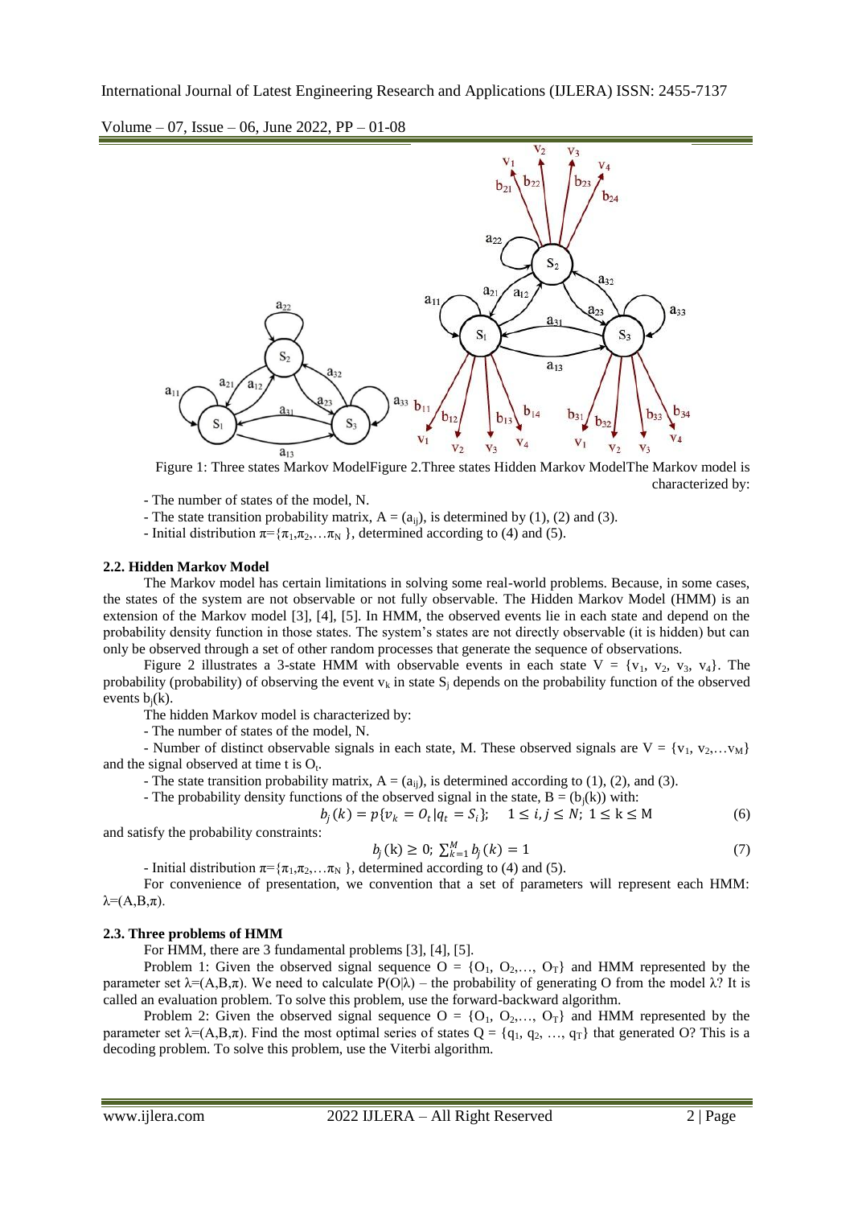Figure 1: Three states Markov ModelFigure 2.Three states Hidden Markov ModelThe Markov model is characterized by:

- The number of states of the model, N.
- The state transition probability matrix, $A = (a_{ij})$, is determined by (1), (2) and (3).
- Initial distribution $\pi=\{\pi_1,\pi_2,\ldots\pi_N\}$, determined according to (4) and (5).

### 2.2. Hidden Markov Model

The Markov model has certain limitations in solving some real-world problems. Because, in some cases, the states of the system are not observable or not fully observable. The Hidden Markov Model (HMM) is an extension of the Markov model [3], [4], [5]. In HMM, the observed events lie in each state and depend on the probability density function in those states. The system's states are not directly observable (it is hidden) but can only be observed through a set of other random processes that generate the sequence of observations.

Figure 2 illustrates a 3-state HMM with observable events in each state $V = \{v_1, v_2, v_3, v_4\}$. The probability (probability) of observing the event $v_k$ in state $S_j$ depends on the probability function of the observed events $b_j(k)$.

The hidden Markov model is characterized by:

- The number of states of the model, N.
- Number of distinct observable signals in each state, M. These observed signals are $V = \{v_1, v_2,\ldots v_M\}$ and the signal observed at time t is $O_t$.
- The state transition probability matrix, $A = (a_{ij})$, is determined according to (1), (2), and (3).
- The probability density functions of the observed signal in the state, $B = (b_j(k))$ with:

$$b_j(k) = p\{v_k = O_t|q_t = S_i\}; \quad 1 \leq i, j \leq N;\ 1 \leq k \leq M \tag{6}$$

and satisfy the probability constraints:

$$b_j(k) \geq 0;\ \sum_{k=1}^{M} b_j(k) = 1 \tag{7}$$

- Initial distribution $\pi=\{\pi_1,\pi_2,\ldots\pi_N\}$, determined according to (4) and (5).

For convenience of presentation, we convention that a set of parameters will represent each HMM: $\lambda=(A,B,\pi)$.

### 2.3. Three problems of HMM

For HMM, there are 3 fundamental problems [3], [4], [5].

Problem 1: Given the observed signal sequence $O = \{O_1, O_2,\ldots, O_T\}$ and HMM represented by the parameter set $\lambda=(A,B,\pi)$. We need to calculate $P(O|\lambda)$ – the probability of generating O from the model $\lambda$? It is called an evaluation problem. To solve this problem, use the forward-backward algorithm.

Problem 2: Given the observed signal sequence $O = \{O_1, O_2,\ldots, O_T\}$ and HMM represented by the parameter set $\lambda=(A,B,\pi)$. Find the most optimal series of states $Q = \{q_1, q_2, \ldots, q_T\}$ that generated O? This is a decoding problem. To solve this problem, use the Viterbi algorithm.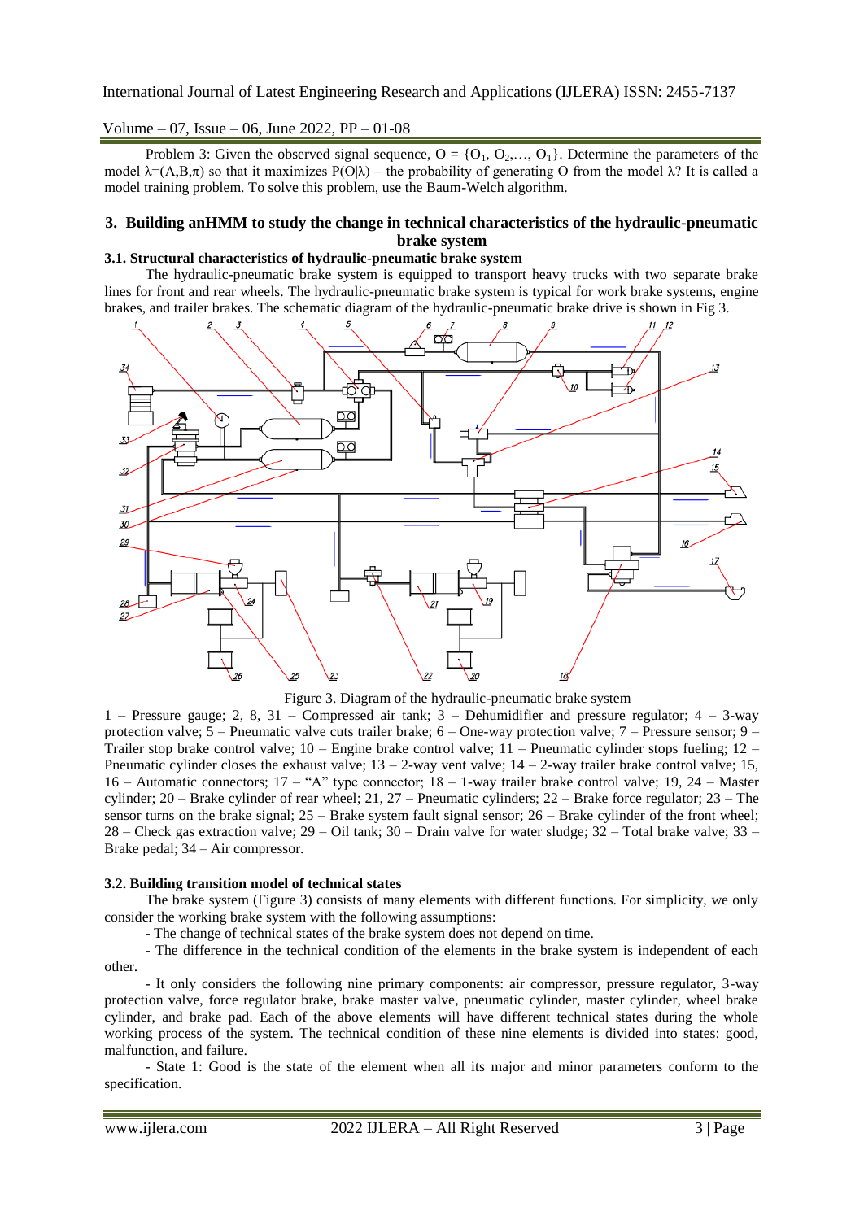Problem 3: Given the observed signal sequence, $O = \{O_1, O_2,\ldots, O_T\}$. Determine the parameters of the model $\lambda=(A,B,\pi)$ so that it maximizes $P(O|\lambda)$ – the probability of generating O from the model $\lambda$? It is called a model training problem. To solve this problem, use the Baum-Welch algorithm.

## 3. Building anHMM to study the change in technical characteristics of the hydraulic-pneumatic brake system

### 3.1. Structural characteristics of hydraulic-pneumatic brake system

The hydraulic-pneumatic brake system is equipped to transport heavy trucks with two separate brake lines for front and rear wheels. The hydraulic-pneumatic brake system is typical for work brake systems, engine brakes, and trailer brakes. The schematic diagram of the hydraulic-pneumatic brake drive is shown in Fig 3.

Figure 3. Diagram of the hydraulic-pneumatic brake system

1 – Pressure gauge; 2, 8, 31 – Compressed air tank; 3 – Dehumidifier and pressure regulator; 4 – 3-way protection valve; 5 – Pneumatic valve cuts trailer brake; 6 – One-way protection valve; 7 – Pressure sensor; 9 – Trailer stop brake control valve; 10 – Engine brake control valve; 11 – Pneumatic cylinder stops fueling; 12 – Pneumatic cylinder closes the exhaust valve; 13 – 2-way vent valve; 14 – 2-way trailer brake control valve; 15, 16 – Automatic connectors; 17 – “A” type connector; 18 – 1-way trailer brake control valve; 19, 24 – Master cylinder; 20 – Brake cylinder of rear wheel; 21, 27 – Pneumatic cylinders; 22 – Brake force regulator; 23 – The sensor turns on the brake signal; 25 – Brake system fault signal sensor; 26 – Brake cylinder of the front wheel; 28 – Check gas extraction valve; 29 – Oil tank; 30 – Drain valve for water sludge; 32 – Total brake valve; 33 – Brake pedal; 34 – Air compressor.

### 3.2. Building transition model of technical states

The brake system (Figure 3) consists of many elements with different functions. For simplicity, we only consider the working brake system with the following assumptions:

- The change of technical states of the brake system does not depend on time.
- The difference in the technical condition of the elements in the brake system is independent of each other.
- It only considers the following nine primary components: air compressor, pressure regulator, 3-way protection valve, force regulator brake, brake master valve, pneumatic cylinder, master cylinder, wheel brake cylinder, and brake pad. Each of the above elements will have different technical states during the whole working process of the system. The technical condition of these nine elements is divided into states: good, malfunction, and failure.
- State 1: Good is the state of the element when all its major and minor parameters conform to the specification.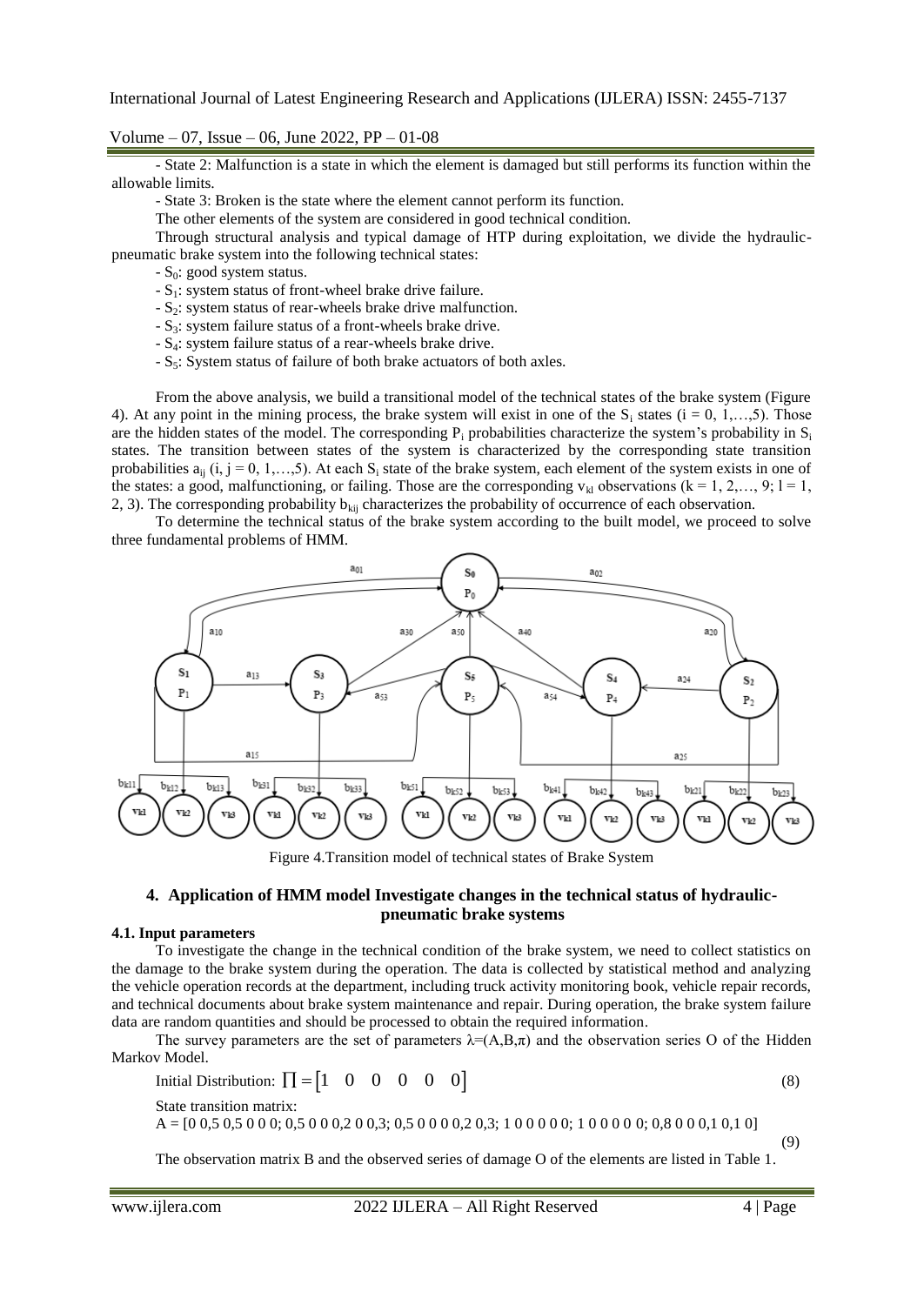- State 2: Malfunction is a state in which the element is damaged but still performs its function within the allowable limits.

- State 3: Broken is the state where the element cannot perform its function.

The other elements of the system are considered in good technical condition.

Through structural analysis and typical damage of HTP during exploitation, we divide the hydraulic-pneumatic brake system into the following technical states:

- $S_0$: good system status.
- $S_1$: system status of front-wheel brake drive failure.
- $S_2$: system status of rear-wheels brake drive malfunction.
- $S_3$: system failure status of a front-wheels brake drive.
- $S_4$: system failure status of a rear-wheels brake drive.
- $S_5$: System status of failure of both brake actuators of both axles.

From the above analysis, we build a transitional model of the technical states of the brake system (Figure 4). At any point in the mining process, the brake system will exist in one of the $S_i$ states ($i = 0, 1,\ldots,5$). Those are the hidden states of the model. The corresponding $P_i$ probabilities characterize the system's probability in $S_i$ states. The transition between states of the system is characterized by the corresponding state transition probabilities $a_{ij}$ ($i, j = 0, 1,\ldots,5$). At each $S_i$ state of the brake system, each element of the system exists in one of the states: a good, malfunctioning, or failing. Those are the corresponding $v_{kl}$ observations ($k = 1, 2,\ldots, 9$; $l = 1, 2, 3$). The corresponding probability $b_{kij}$ characterizes the probability of occurrence of each observation.

To determine the technical status of the brake system according to the built model, we proceed to solve three fundamental problems of HMM.

Figure 4.Transition model of technical states of Brake System

## 4. Application of HMM model Investigate changes in the technical status of hydraulic-pneumatic brake systems

### 4.1. Input parameters

To investigate the change in the technical condition of the brake system, we need to collect statistics on the damage to the brake system during the operation. The data is collected by statistical method and analyzing the vehicle operation records at the department, including truck activity monitoring book, vehicle repair records, and technical documents about brake system maintenance and repair. During operation, the brake system failure data are random quantities and should be processed to obtain the required information.

The survey parameters are the set of parameters $\lambda=(A,B,\pi)$ and the observation series O of the Hidden Markov Model.

Initial Distribution: $\prod = \begin{bmatrix} 1 & 0 & 0 & 0 & 0 & 0 \end{bmatrix}$ (8)

State transition matrix:

A = [0 0,5 0,5 0 0 0; 0,5 0 0 0,2 0 0,3; 0,5 0 0 0 0,2 0,3; 1 0 0 0 0 0; 1 0 0 0 0 0; 0,8 0 0 0,1 0,1 0] (9)

The observation matrix B and the observed series of damage O of the elements are listed in Table 1.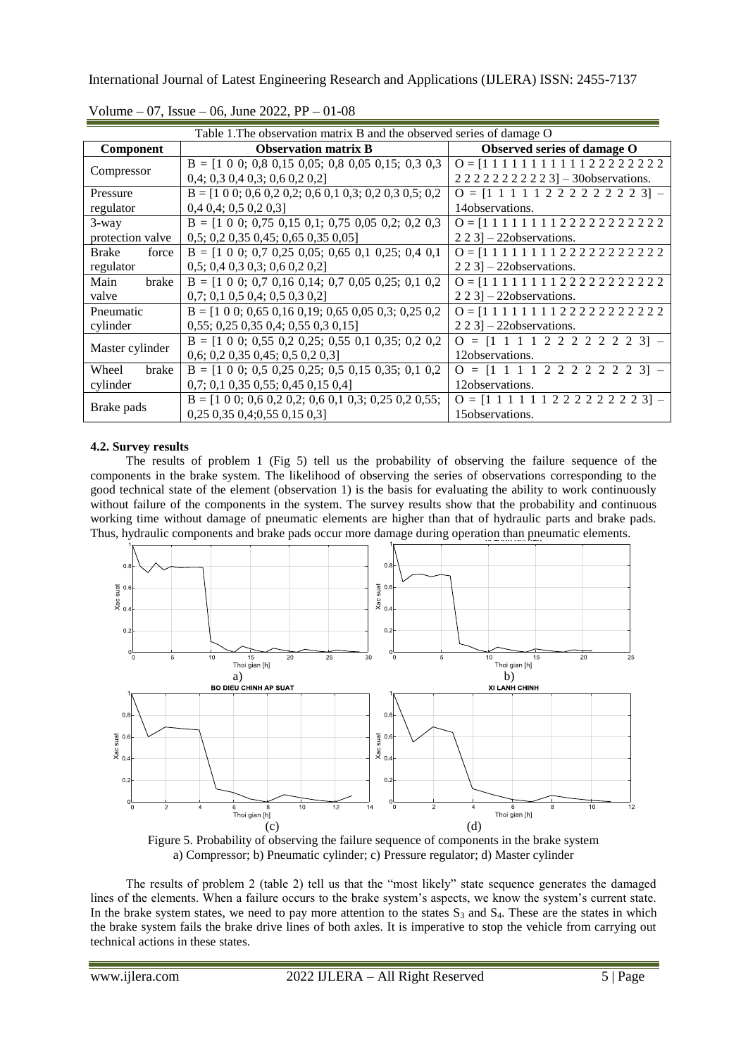Table 1.The observation matrix B and the observed series of damage O

| Component | Observation matrix B | Observed series of damage O |
| --- | --- | --- |
| Compressor | B = [1 0 0; 0,8 0,15 0,05; 0,8 0,05 0,15; 0,3 0,3 0,4; 0,3 0,4 0,3; 0,6 0,2 0,2] | O = [1 1 1 1 1 1 1 1 1 1 1 2 2 2 2 2 2 2 2 2 2 2 2 2 2 2 2 2 2 3] – 30observations. |
| Pressure regulator | B = [1 0 0; 0,6 0,2 0,2; 0,6 0,1 0,3; 0,2 0,3 0,5; 0,2 0,4 0,4; 0,5 0,2 0,3] | O = [1 1 1 1 1 2 2 2 2 2 2 2 2 3] – 14observations. |
| 3-way protection valve | B = [1 0 0; 0,75 0,15 0,1; 0,75 0,05 0,2; 0,2 0,3 0,5; 0,2 0,35 0,45; 0,65 0,35 0,05] | O = [1 1 1 1 1 1 1 1 2 2 2 2 2 2 2 2 2 2 2 2 2 3] – 22observations. |
| Brake force regulator | B = [1 0 0; 0,7 0,25 0,05; 0,65 0,1 0,25; 0,4 0,1 0,5; 0,4 0,3 0,3; 0,6 0,2 0,2] | O = [1 1 1 1 1 1 1 1 2 2 2 2 2 2 2 2 2 2 2 2 2 3] – 22observations. |
| Main brake valve | B = [1 0 0; 0,7 0,16 0,14; 0,7 0,05 0,25; 0,1 0,2 0,7; 0,1 0,5 0,4; 0,5 0,3 0,2] | O = [1 1 1 1 1 1 1 1 2 2 2 2 2 2 2 2 2 2 2 2 2 3] – 22observations. |
| Pneumatic cylinder | B = [1 0 0; 0,65 0,16 0,19; 0,65 0,05 0,3; 0,25 0,2 0,55; 0,25 0,35 0,4; 0,55 0,3 0,15] | O = [1 1 1 1 1 1 1 1 2 2 2 2 2 2 2 2 2 2 2 2 2 3] – 22observations. |
| Master cylinder | B = [1 0 0; 0,55 0,2 0,25; 0,55 0,1 0,35; 0,2 0,2 0,6; 0,2 0,35 0,45; 0,5 0,2 0,3] | O = [1 1 1 1 2 2 2 2 2 2 2 3] – 12observations. |
| Wheel brake cylinder | B = [1 0 0; 0,5 0,25 0,25; 0,5 0,15 0,35; 0,1 0,2 0,7; 0,1 0,35 0,55; 0,45 0,15 0,4] | O = [1 1 1 1 2 2 2 2 2 2 2 3] – 12observations. |
| Brake pads | B = [1 0 0; 0,6 0,2 0,2; 0,6 0,1 0,3; 0,25 0,2 0,55; 0,25 0,35 0,4;0,55 0,15 0,3] | O = [1 1 1 1 1 1 2 2 2 2 2 2 2 2 3] – 15observations. |

### 4.2. Survey results

The results of problem 1 (Fig 5) tell us the probability of observing the failure sequence of the components in the brake system. The likelihood of observing the series of observations corresponding to the good technical state of the element (observation 1) is the basis for evaluating the ability to work continuously without failure of the components in the system. The survey results show that the probability and continuous working time without damage of pneumatic elements are higher than that of hydraulic parts and brake pads. Thus, hydraulic components and brake pads occur more damage during operation than pneumatic elements.

Figure 5. Probability of observing the failure sequence of components in the brake system
a) Compressor; b) Pneumatic cylinder; c) Pressure regulator; d) Master cylinder

The results of problem 2 (table 2) tell us that the "most likely" state sequence generates the damaged lines of the elements. When a failure occurs to the brake system's aspects, we know the system's current state. In the brake system states, we need to pay more attention to the states $S_3$ and $S_4$. These are the states in which the brake system fails the brake drive lines of both axles. It is imperative to stop the vehicle from carrying out technical actions in these states.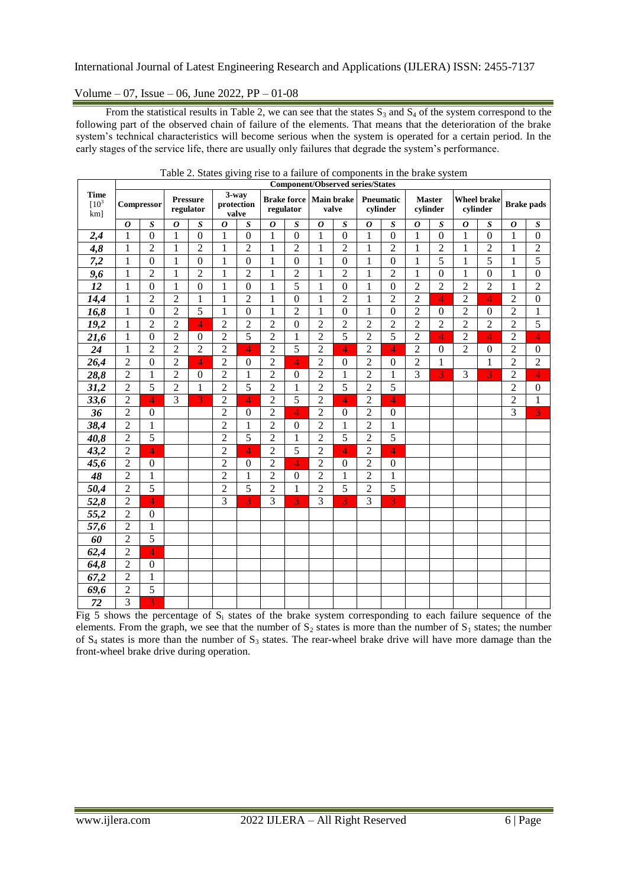From the statistical results in Table 2, we can see that the states $S_3$ and $S_4$ of the system correspond to the following part of the observed chain of failure of the elements. That means that the deterioration of the brake system's technical characteristics will become serious when the system is operated for a certain period. In the early stages of the service life, there are usually only failures that degrade the system's performance.

Table 2. States giving rise to a failure of components in the brake system

| Time [$10^3$ km] | Component/Observed series/States | | | | | | | | | | | | | | | | | |
|---|---|---|---|---|---|---|---|---|---|---|---|---|---|---|---|---|---|---|
| | Compressor | | Pressure regulator | | 3-way protection valve | | Brake force regulator | | Main brake valve | | Pneumatic cylinder | | Master cylinder | | Wheel brake cylinder | | Brake pads | |
| | ***O*** | ***S*** | ***O*** | ***S*** | ***O*** | ***S*** | ***O*** | ***S*** | ***O*** | ***S*** | ***O*** | ***S*** | ***O*** | ***S*** | ***O*** | ***S*** | ***O*** | ***S*** |
| ***2,4*** | 1 | 0 | 1 | 0 | 1 | 0 | 1 | 0 | 1 | 0 | 1 | 0 | 1 | 0 | 1 | 0 | 1 | 0 |
| ***4,8*** | 1 | 2 | 1 | 2 | 1 | 2 | 1 | 2 | 1 | 2 | 1 | 2 | 1 | 2 | 1 | 2 | 1 | 2 |
| ***7,2*** | 1 | 0 | 1 | 0 | 1 | 0 | 1 | 0 | 1 | 0 | 1 | 0 | 1 | 5 | 1 | 5 | 1 | 5 |
| ***9,6*** | 1 | 2 | 1 | 2 | 1 | 2 | 1 | 2 | 1 | 2 | 1 | 2 | 1 | 0 | 1 | 0 | 1 | 0 |
| ***12*** | 1 | 0 | 1 | 0 | 1 | 0 | 1 | 5 | 1 | 0 | 1 | 0 | 2 | 2 | 2 | 2 | 1 | 2 |
| ***14,4*** | 1 | 2 | 2 | 1 | 1 | 2 | 1 | 0 | 1 | 2 | 1 | 2 | 2 | 4 | 2 | 4 | 2 | 0 |
| ***16,8*** | 1 | 0 | 2 | 5 | 1 | 0 | 1 | 2 | 1 | 0 | 1 | 0 | 2 | 0 | 2 | 0 | 2 | 1 |
| ***19,2*** | 1 | 2 | 2 | 4 | 2 | 2 | 2 | 0 | 2 | 2 | 2 | 2 | 2 | 2 | 2 | 2 | 2 | 5 |
| ***21,6*** | 1 | 0 | 2 | 0 | 2 | 5 | 2 | 1 | 2 | 5 | 2 | 5 | 2 | 4 | 2 | 4 | 2 | 4 |
| ***24*** | 1 | 2 | 2 | 2 | 2 | 4 | 2 | 5 | 2 | 4 | 2 | 4 | 2 | 0 | 2 | 0 | 2 | 0 |
| ***26,4*** | 2 | 0 | 2 | 4 | 2 | 0 | 2 | 4 | 2 | 0 | 2 | 0 | 2 | 1 | | 1 | 2 | 2 |
| ***28,8*** | 2 | 1 | 2 | 0 | 2 | 1 | 2 | 0 | 2 | 1 | 2 | 1 | 3 | 3 | 3 | 3 | 2 | 4 |
| ***31,2*** | 2 | 5 | 2 | 1 | 2 | 5 | 2 | 1 | 2 | 5 | 2 | 5 | | | | | 2 | 0 |
| ***33,6*** | 2 | 4 | 3 | 3 | 2 | 4 | 2 | 5 | 2 | 4 | 2 | 4 | | | | | 2 | 1 |
| ***36*** | 2 | 0 | | | 2 | 0 | 2 | 4 | 2 | 0 | 2 | 0 | | | | | 3 | 3 |
| ***38,4*** | 2 | 1 | | | 2 | 1 | 2 | 0 | 2 | 1 | 2 | 1 | | | | | | |
| ***40,8*** | 2 | 5 | | | 2 | 5 | 2 | 1 | 2 | 5 | 2 | 5 | | | | | | |
| ***43,2*** | 2 | 4 | | | 2 | 4 | 2 | 5 | 2 | 4 | 2 | 4 | | | | | | |
| ***45,6*** | 2 | 0 | | | 2 | 0 | 2 | 4 | 2 | 0 | 2 | 0 | | | | | | |
| ***48*** | 2 | 1 | | | 2 | 1 | 2 | 0 | 2 | 1 | 2 | 1 | | | | | | |
| ***50,4*** | 2 | 5 | | | 2 | 5 | 2 | 1 | 2 | 5 | 2 | 5 | | | | | | |
| ***52,8*** | 2 | 4 | | | 3 | 3 | 3 | 3 | 3 | 3 | 3 | 3 | | | | | | |
| ***55,2*** | 2 | 0 | | | | | | | | | | | | | | | | |
| ***57,6*** | 2 | 1 | | | | | | | | | | | | | | | | |
| ***60*** | 2 | 5 | | | | | | | | | | | | | | | | |
| ***62,4*** | 2 | 4 | | | | | | | | | | | | | | | | |
| ***64,8*** | 2 | 0 | | | | | | | | | | | | | | | | |
| ***67,2*** | 2 | 1 | | | | | | | | | | | | | | | | |
| ***69,6*** | 2 | 5 | | | | | | | | | | | | | | | | |
| ***72*** | 3 | 3 | | | | | | | | | | | | | | | | |

Fig 5 shows the percentage of $S_i$ states of the brake system corresponding to each failure sequence of the elements. From the graph, we see that the number of $S_2$ states is more than the number of $S_1$ states; the number of $S_4$ states is more than the number of $S_3$ states. The rear-wheel brake drive will have more damage than the front-wheel brake drive during operation.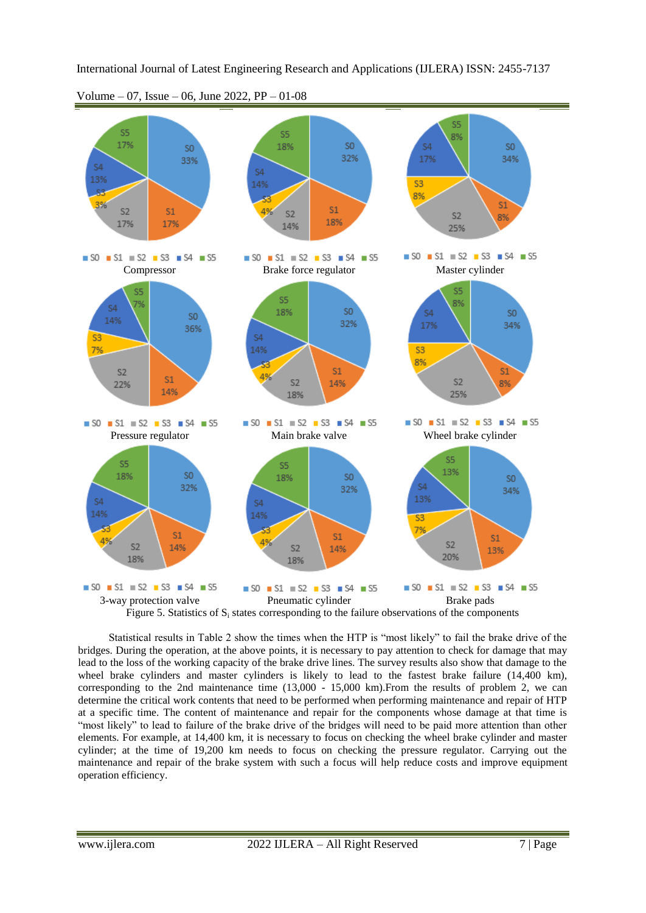Figure 5. Statistics of $S_i$ states corresponding to the failure observations of the components

Statistical results in Table 2 show the times when the HTP is "most likely" to fail the brake drive of the bridges. During the operation, at the above points, it is necessary to pay attention to check for damage that may lead to the loss of the working capacity of the brake drive lines. The survey results also show that damage to the wheel brake cylinders and master cylinders is likely to lead to the fastest brake failure (14,400 km), corresponding to the 2nd maintenance time (13,000 - 15,000 km).From the results of problem 2, we can determine the critical work contents that need to be performed when performing maintenance and repair of HTP at a specific time. The content of maintenance and repair for the components whose damage at that time is "most likely" to lead to failure of the brake drive of the bridges will need to be paid more attention than other elements. For example, at 14,400 km, it is necessary to focus on checking the wheel brake cylinder and master cylinder; at the time of 19,200 km needs to focus on checking the pressure regulator. Carrying out the maintenance and repair of the brake system with such a focus will help reduce costs and improve equipment operation efficiency.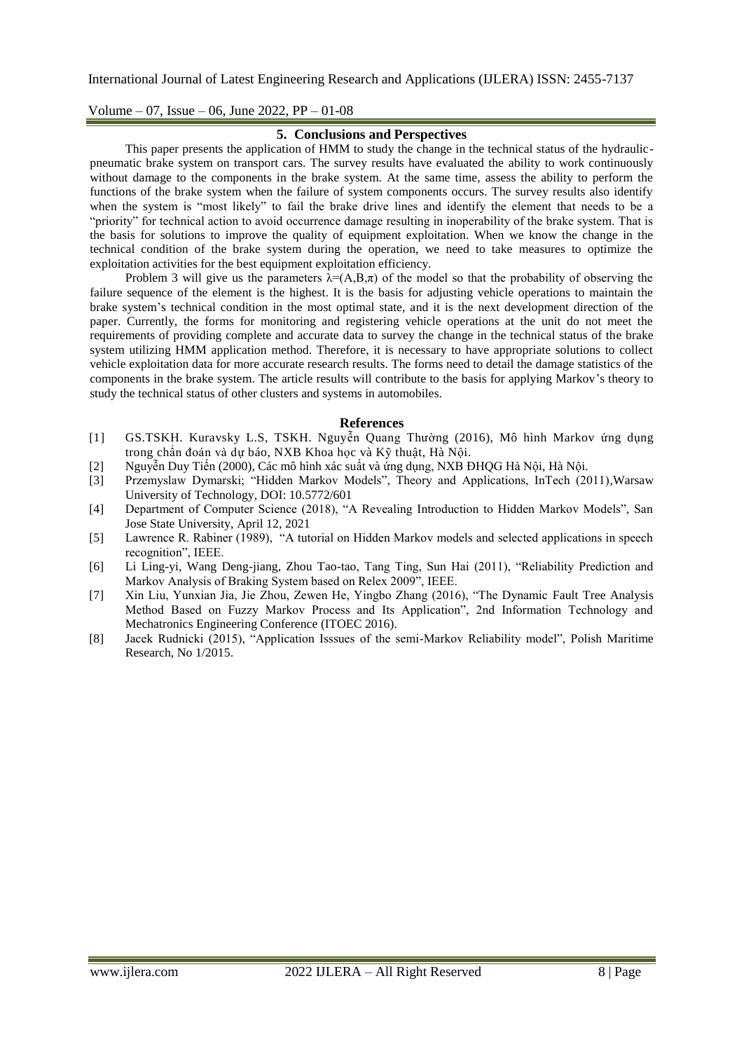## 5. Conclusions and Perspectives

This paper presents the application of HMM to study the change in the technical status of the hydraulic-pneumatic brake system on transport cars. The survey results have evaluated the ability to work continuously without damage to the components in the brake system. At the same time, assess the ability to perform the functions of the brake system when the failure of system components occurs. The survey results also identify when the system is "most likely" to fail the brake drive lines and identify the element that needs to be a "priority" for technical action to avoid occurrence damage resulting in inoperability of the brake system. That is the basis for solutions to improve the quality of equipment exploitation. When we know the change in the technical condition of the brake system during the operation, we need to take measures to optimize the exploitation activities for the best equipment exploitation efficiency.

Problem 3 will give us the parameters $\lambda=(A,B,\pi)$ of the model so that the probability of observing the failure sequence of the element is the highest. It is the basis for adjusting vehicle operations to maintain the brake system's technical condition in the most optimal state, and it is the next development direction of the paper. Currently, the forms for monitoring and registering vehicle operations at the unit do not meet the requirements of providing complete and accurate data to survey the change in the technical status of the brake system utilizing HMM application method. Therefore, it is necessary to have appropriate solutions to collect vehicle exploitation data for more accurate research results. The forms need to detail the damage statistics of the components in the brake system. The article results will contribute to the basis for applying Markov's theory to study the technical status of other clusters and systems in automobiles.

## References

[1] GS.TSKH. Kuravsky L.S, TSKH. Nguyễn Quang Thường (2016), Mô hình Markov ứng dụng trong chẩn đoán và dự báo, NXB Khoa học và Kỹ thuật, Hà Nội.

[2] Nguyễn Duy Tiến (2000), Các mô hình xác suất và ứng dụng, NXB ĐHQG Hà Nội, Hà Nội.

[3] Przemyslaw Dymarski; "Hidden Markov Models", Theory and Applications, InTech (2011),Warsaw University of Technology, DOI: 10.5772/601

[4] Department of Computer Science (2018), "A Revealing Introduction to Hidden Markov Models", San Jose State University, April 12, 2021

[5] Lawrence R. Rabiner (1989), "A tutorial on Hidden Markov models and selected applications in speech recognition", IEEE.

[6] Li Ling-yi, Wang Deng-jiang, Zhou Tao-tao, Tang Ting, Sun Hai (2011), "Reliability Prediction and Markov Analysis of Braking System based on Relex 2009", IEEE.

[7] Xin Liu, Yunxian Jia, Jie Zhou, Zewen He, Yingbo Zhang (2016), "The Dynamic Fault Tree Analysis Method Based on Fuzzy Markov Process and Its Application", 2nd Information Technology and Mechatronics Engineering Conference (ITOEC 2016).

[8] Jacek Rudnicki (2015), "Application Isssues of the semi-Markov Reliability model", Polish Maritime Research, No 1/2015.